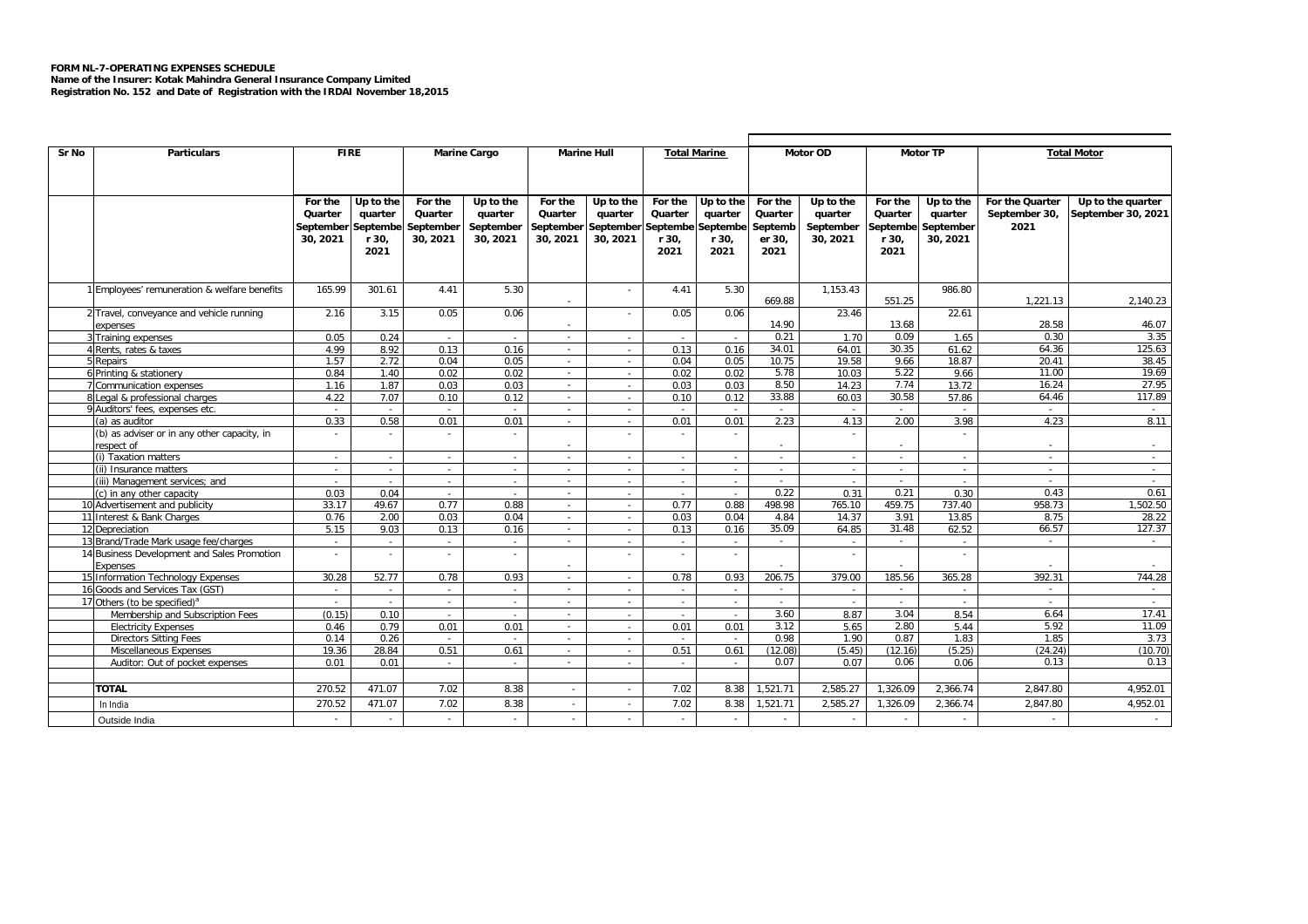**FORM NL-7-OPERATING EXPENSES SCHEDULE**
**Name of the Insurer: Kotak Mahindra General Insurance Company Limited**
**Registration No. 152 and Date of Registration with the IRDAI November 18,2015**

| Sr No | Particulars | FIRE | | Marine Cargo | | Marine Hull | | Total Marine | | Motor OD | | Motor TP | | Total Motor | |
|---|---|---|---|---|---|---|---|---|---|---|---|---|---|---|---|
| | | For the Quarter September 30, 2021 | Up to the quarter September 30, 2021 | For the Quarter September 30, 2021 | Up to the quarter September 30, 2021 | For the Quarter September 30, 2021 | Up to the quarter September 30, 2021 | For the Quarter September 30, 2021 | Up to the quarter September 30, 2021 | For the Quarter September 30, 2021 | Up to the quarter September 30, 2021 | For the Quarter September 30, 2021 | Up to the quarter September 30, 2021 | For the Quarter September 30, 2021 | Up to the quarter September 30, 2021 |
| 1 | Employees' remuneration & welfare benefits | 165.99 | 301.61 | 4.41 | 5.30 | - | - | 4.41 | 5.30 | 669.88 | 1,153.43 | 551.25 | 986.80 | 1,221.13 | 2,140.23 |
| 2 | Travel, conveyance and vehicle running expenses | 2.16 | 3.15 | 0.05 | 0.06 | - | - | 0.05 | 0.06 | 14.90 | 23.46 | 13.68 | 22.61 | 28.58 | 46.07 |
| 3 | Training expenses | 0.05 | 0.24 | - | - | - | - | - | - | 0.21 | 1.70 | 0.09 | 1.65 | 0.30 | 3.35 |
| 4 | Rents, rates & taxes | 4.99 | 8.92 | 0.13 | 0.16 | - | - | 0.13 | 0.16 | 34.01 | 64.01 | 30.35 | 61.62 | 64.36 | 125.63 |
| 5 | Repairs | 1.57 | 2.72 | 0.04 | 0.05 | - | - | 0.04 | 0.05 | 10.75 | 19.58 | 9.66 | 18.87 | 20.41 | 38.45 |
| 6 | Printing & stationery | 0.84 | 1.40 | 0.02 | 0.02 | - | - | 0.02 | 0.02 | 5.78 | 10.03 | 5.22 | 9.66 | 11.00 | 19.69 |
| 7 | Communication expenses | 1.16 | 1.87 | 0.03 | 0.03 | - | - | 0.03 | 0.03 | 8.50 | 14.23 | 7.74 | 13.72 | 16.24 | 27.95 |
| 8 | Legal & professional charges | 4.22 | 7.07 | 0.10 | 0.12 | - | - | 0.10 | 0.12 | 33.88 | 60.03 | 30.58 | 57.86 | 64.46 | 117.89 |
| 9 | Auditors' fees, expenses etc. | - | - | - | - | - | - | - | - | - | - | - | - | - | - |
| | (a) as auditor | 0.33 | 0.58 | 0.01 | 0.01 | - | - | 0.01 | 0.01 | 2.23 | 4.13 | 2.00 | 3.98 | 4.23 | 8.11 |
| | (b) as adviser or in any other capacity, in respect of | - | - | - | - | - | - | - | - | - | - | - | - | - | - |
| | (i) Taxation matters | - | - | - | - | - | - | - | - | - | - | - | - | - | - |
| | (ii) Insurance matters | - | - | - | - | - | - | - | - | - | - | - | - | - | - |
| | (iii) Management services; and | - | - | - | - | - | - | - | - | - | - | - | - | - | - |
| | (c) in any other capacity | 0.03 | 0.04 | - | - | - | - | - | - | 0.22 | 0.31 | 0.21 | 0.30 | 0.43 | 0.61 |
| 10 | Advertisement and publicity | 33.17 | 49.67 | 0.77 | 0.88 | - | - | 0.77 | 0.88 | 498.98 | 765.10 | 459.75 | 737.40 | 958.73 | 1,502.50 |
| 11 | Interest & Bank Charges | 0.76 | 2.00 | 0.03 | 0.04 | - | - | 0.03 | 0.04 | 4.84 | 14.37 | 3.91 | 13.85 | 8.75 | 28.22 |
| 12 | Depreciation | 5.15 | 9.03 | 0.13 | 0.16 | - | - | 0.13 | 0.16 | 35.09 | 64.85 | 31.48 | 62.52 | 66.57 | 127.37 |
| 13 | Brand/Trade Mark usage fee/charges | - | - | - | - | - | - | - | - | - | - | - | - | - | - |
| 14 | Business Development and Sales Promotion Expenses | - | - | - | - | - | - | - | - | - | - | - | - | - | - |
| 15 | Information Technology Expenses | 30.28 | 52.77 | 0.78 | 0.93 | - | - | 0.78 | 0.93 | 206.75 | 379.00 | 185.56 | 365.28 | 392.31 | 744.28 |
| 16 | Goods and Services Tax (GST) | - | - | - | - | - | - | - | - | - | - | - | - | - | - |
| 17 | Others (to be specified)[a] | - | - | - | - | - | - | - | - | - | - | - | - | - | - |
| | Membership and Subscription Fees | (0.15) | 0.10 | - | - | - | - | - | - | 3.60 | 8.87 | 3.04 | 8.54 | 6.64 | 17.41 |
| | Electricity Expenses | 0.46 | 0.79 | 0.01 | 0.01 | - | - | 0.01 | 0.01 | 3.12 | 5.65 | 2.80 | 5.44 | 5.92 | 11.09 |
| | Directors Sitting Fees | 0.14 | 0.26 | - | - | - | - | - | - | 0.98 | 1.90 | 0.87 | 1.83 | 1.85 | 3.73 |
| | Miscellaneous Expenses | 19.36 | 28.84 | 0.51 | 0.61 | - | - | 0.51 | 0.61 | (12.08) | (5.45) | (12.16) | (5.25) | (24.24) | (10.70) |
| | Auditor: Out of pocket expenses | 0.01 | 0.01 | - | - | - | - | - | - | 0.07 | 0.07 | 0.06 | 0.06 | 0.13 | 0.13 |
| | **TOTAL** | 270.52 | 471.07 | 7.02 | 8.38 | - | - | 7.02 | 8.38 | 1,521.71 | 2,585.27 | 1,326.09 | 2,366.74 | 2,847.80 | 4,952.01 |
| | In India | 270.52 | 471.07 | 7.02 | 8.38 | - | - | 7.02 | 8.38 | 1,521.71 | 2,585.27 | 1,326.09 | 2,366.74 | 2,847.80 | 4,952.01 |
| | Outside India | - | - | - | - | - | - | - | - | - | - | - | - | - | - |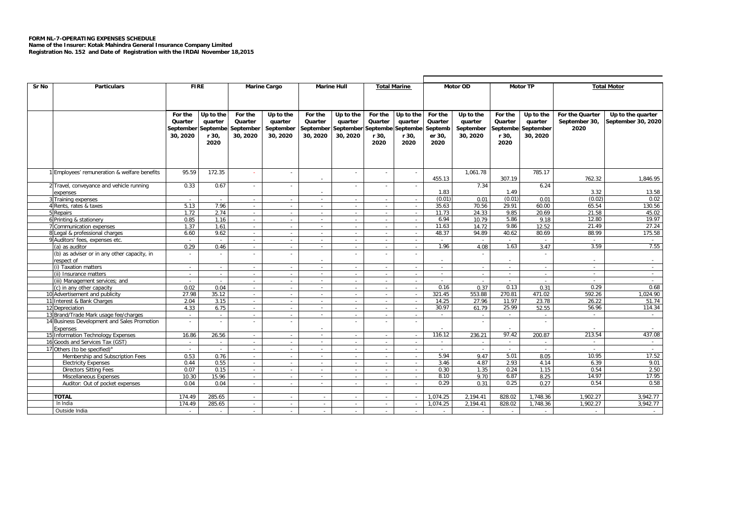**FORM NL-7-OPERATING EXPENSES SCHEDULE**
**Name of the Insurer: Kotak Mahindra General Insurance Company Limited**
**Registration No. 152 and Date of Registration with the IRDAI November 18,2015**

| Sr No | Particulars | FIRE | | Marine Cargo | | Marine Hull | | Total Marine | | Motor OD | | Motor TP | | Total Motor | |
|---|---|---|---|---|---|---|---|---|---|---|---|---|---|---|---|
| | | For the Quarter September 30, 2020 | Up to the quarter September 30, 2020 | For the Quarter September 30, 2020 | Up to the quarter September 30, 2020 | For the Quarter September 30, 2020 | Up to the quarter September 30, 2020 | For the Quarter September 30, 2020 | Up to the quarter September 30, 2020 | For the Quarter September 30, 2020 | Up to the quarter September 30, 2020 | For the Quarter September 30, 2020 | Up to the quarter September 30, 2020 | For the Quarter September 30, 2020 | Up to the quarter September 30, 2020 |
| 1 | Employees' remuneration & welfare benefits | 95.59 | 172.35 | - | - | - | - | - | - | 455.13 | 1,061.78 | 307.19 | 785.17 | 762.32 | 1,846.95 |
| 2 | Travel, conveyance and vehicle running expenses | 0.33 | 0.67 | - | - | - | - | - | - | 1.83 | 7.34 | 1.49 | 6.24 | 3.32 | 13.58 |
| 3 | Training expenses | - | - | - | - | - | - | - | - | (0.01) | 0.01 | (0.01) | 0.01 | (0.02) | 0.02 |
| 4 | Rents, rates & taxes | 5.13 | 7.96 | - | - | - | - | - | - | 35.63 | 70.56 | 29.91 | 60.00 | 65.54 | 130.56 |
| 5 | Repairs | 1.72 | 2.74 | - | - | - | - | - | - | 11.73 | 24.33 | 9.85 | 20.69 | 21.58 | 45.02 |
| 6 | Printing & stationery | 0.85 | 1.16 | - | - | - | - | - | - | 6.94 | 10.79 | 5.86 | 9.18 | 12.80 | 19.97 |
| 7 | Communication expenses | 1.37 | 1.61 | - | - | - | - | - | - | 11.63 | 14.72 | 9.86 | 12.52 | 21.49 | 27.24 |
| 8 | Legal & professional charges | 6.60 | 9.62 | - | - | - | - | - | - | 48.37 | 94.89 | 40.62 | 80.69 | 88.99 | 175.58 |
| 9 | Auditors' fees, expenses etc. | - | - | - | - | - | - | - | - | - | - | - | - | - | - |
| | (a) as auditor | 0.29 | 0.46 | - | - | - | - | - | - | 1.96 | 4.08 | 1.63 | 3.47 | 3.59 | 7.55 |
| | (b) as adviser or in any other capacity, in respect of | - | - | - | - | - | - | - | - | - | - | - | - | - | - |
| | (i) Taxation matters | - | - | - | - | - | - | - | - | - | - | - | - | - | - |
| | (ii) Insurance matters | - | - | - | - | - | - | - | - | - | - | - | - | - | - |
| | (iii) Management services; and | - | - | - | - | - | - | - | - | - | - | - | - | - | - |
| | (c) in any other capacity | 0.02 | 0.04 | - | - | - | - | - | - | 0.16 | 0.37 | 0.13 | 0.31 | 0.29 | 0.68 |
| 10 | Advertisement and publicity | 27.98 | 35.12 | - | - | - | - | - | - | 321.45 | 553.88 | 270.81 | 471.02 | 592.26 | 1,024.90 |
| 11 | Interest & Bank Charges | 2.04 | 3.15 | - | - | - | - | - | - | 14.25 | 27.96 | 11.97 | 23.78 | 26.22 | 51.74 |
| 12 | Depreciation | 4.33 | 6.75 | - | - | - | - | - | - | 30.97 | 61.79 | 25.99 | 52.55 | 56.96 | 114.34 |
| 13 | Brand/Trade Mark usage fee/charges | - | - | - | - | - | - | - | - | - | - | - | - | - | - |
| 14 | Business Development and Sales Promotion Expenses | - | - | - | - | - | - | - | - | - | - | - | - | - | - |
| 15 | Information Technology Expenses | 16.86 | 26.56 | - | - | - | - | - | - | 116.12 | 236.21 | 97.42 | 200.87 | 213.54 | 437.08 |
| 16 | Goods and Services Tax (GST) | - | - | - | - | - | - | - | - | - | - | - | - | - | - |
| 17 | Others (to be specified)[a] | - | - | - | - | - | - | - | - | - | - | - | - | - | - |
| | Membership and Subscription Fees | 0.53 | 0.76 | - | - | - | - | - | - | 5.94 | 9.47 | 5.01 | 8.05 | 10.95 | 17.52 |
| | Electricity Expenses | 0.44 | 0.55 | - | - | - | - | - | - | 3.46 | 4.87 | 2.93 | 4.14 | 6.39 | 9.01 |
| | Directors Sitting Fees | 0.07 | 0.15 | - | - | - | - | - | - | 0.30 | 1.35 | 0.24 | 1.15 | 0.54 | 2.50 |
| | Miscellaneous Expenses | 10.30 | 15.96 | - | - | - | - | - | - | 8.10 | 9.70 | 6.87 | 8.25 | 14.97 | 17.95 |
| | Auditor: Out of pocket expenses | 0.04 | 0.04 | - | - | - | - | - | - | 0.29 | 0.31 | 0.25 | 0.27 | 0.54 | 0.58 |
| | **TOTAL** | 174.49 | 285.65 | - | - | - | - | - | - | 1,074.25 | 2,194.41 | 828.02 | 1,748.36 | 1,902.27 | 3,942.77 |
| | In India | 174.49 | 285.65 | - | - | - | - | - | - | 1,074.25 | 2,194.41 | 828.02 | 1,748.36 | 1,902.27 | 3,942.77 |
| | Outside India | - | - | - | - | - | - | - | - | - | - | - | - | - | - |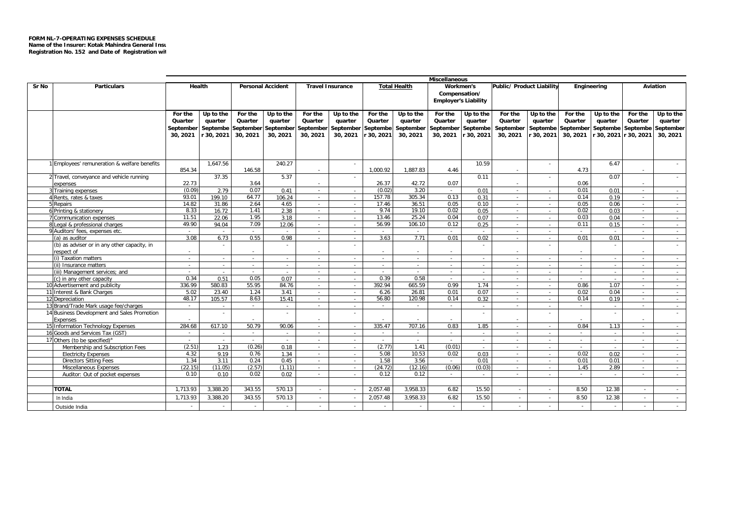**FORM NL-7-OPERATING EXPENSES SCHEDULE**
**Name of the Insurer: Kotak Mahindra General Insu**
**Registration No. 152 and Date of Registration wi**

| | | Miscellaneous | | | | | | | | | | | | | | | |
|---|---|---|---|---|---|---|---|---|---|---|---|---|---|---|---|---|---|
| Sr No | Particulars | Health | | Personal Accident | | Travel Insurance | | Total Health | | Workmen's Compensation/ Employer's Liability | | Public/ Product Liability | | Engineering | | Aviation | |
| | | For the Quarter September 30, 2021 | Up to the quarter September 30, 2021 | For the Quarter September 30, 2021 | Up to the quarter September 30, 2021 | For the Quarter September 30, 2021 | Up to the quarter September 30, 2021 | For the Quarter September 30, 2021 | Up to the quarter September 30, 2021 | For the Quarter September 30, 2021 | Up to the quarter September 30, 2021 | For the Quarter September 30, 2021 | Up to the quarter September 30, 2021 | For the Quarter September 30, 2021 | Up to the quarter September 30, 2021 | For the Quarter September 30, 2021 | Up to the quarter September 30, 2021 |
| 1 | Employees' remuneration & welfare benefits | 854.34 | 1,647.56 | 146.58 | 240.27 | - | - | 1,000.92 | 1,887.83 | 4.46 | 10.59 | - | - | 4.73 | 6.47 | - | - |
| 2 | Travel, conveyance and vehicle running expenses | 22.73 | 37.35 | 3.64 | 5.37 | - | - | 26.37 | 42.72 | 0.07 | 0.11 | - | - | 0.06 | 0.07 | - | - |
| 3 | Training expenses | (0.09) | 2.79 | 0.07 | 0.41 | - | - | (0.02) | 3.20 | - | 0.01 | - | - | 0.01 | 0.01 | - | - |
| 4 | Rents, rates & taxes | 93.01 | 199.10 | 64.77 | 106.24 | - | - | 157.78 | 305.34 | 0.13 | 0.31 | - | - | 0.14 | 0.19 | - | - |
| 5 | Repairs | 14.82 | 31.86 | 2.64 | 4.65 | - | - | 17.46 | 36.51 | 0.05 | 0.10 | - | - | 0.05 | 0.06 | - | - |
| 6 | Printing & stationery | 8.33 | 16.72 | 1.41 | 2.38 | - | - | 9.74 | 19.10 | 0.02 | 0.05 | - | - | 0.02 | 0.03 | - | - |
| 7 | Communication expenses | 11.51 | 22.06 | 1.95 | 3.18 | - | - | 13.46 | 25.24 | 0.04 | 0.07 | - | - | 0.03 | 0.04 | - | - |
| 8 | Legal & professional charges | 49.90 | 94.04 | 7.09 | 12.06 | - | - | 56.99 | 106.10 | 0.12 | 0.25 | - | - | 0.11 | 0.15 | - | - |
| 9 | Auditors' fees, expenses etc. | - | - | - | - | - | - | - | - | - | - | - | - | - | - | - | - |
| | (a) as auditor | 3.08 | 6.73 | 0.55 | 0.98 | - | - | 3.63 | 7.71 | 0.01 | 0.02 | - | - | 0.01 | 0.01 | - | - |
| | (b) as adviser or in any other capacity, in respect of | - | - | - | - | - | - | - | - | - | - | - | - | - | - | - | - |
| | (i) Taxation matters | - | - | - | - | - | - | - | - | - | - | - | - | - | - | - | - |
| | (ii) Insurance matters | - | - | - | - | - | - | - | - | - | - | - | - | - | - | - | - |
| | (iii) Management services; and | - | - | - | - | - | - | - | - | - | - | - | - | - | - | - | - |
| | (c) in any other capacity | 0.34 | 0.51 | 0.05 | 0.07 | - | - | 0.39 | 0.58 | - | - | - | - | - | - | - | - |
| 10 | Advertisement and publicity | 336.99 | 580.83 | 55.95 | 84.76 | - | - | 392.94 | 665.59 | 0.99 | 1.74 | - | - | 0.86 | 1.07 | - | - |
| 11 | Interest & Bank Charges | 5.02 | 23.40 | 1.24 | 3.41 | - | - | 6.26 | 26.81 | 0.01 | 0.07 | - | - | 0.02 | 0.04 | - | - |
| 12 | Depreciation | 48.17 | 105.57 | 8.63 | 15.41 | - | - | 56.80 | 120.98 | 0.14 | 0.32 | - | - | 0.14 | 0.19 | - | - |
| 13 | Brand/Trade Mark usage fee/charges | - | - | - | - | - | - | - | - | - | - | - | - | - | - | - | - |
| 14 | Business Development and Sales Promotion Expenses | - | - | - | - | - | - | - | - | - | - | - | - | - | - | - | - |
| 15 | Information Technology Expenses | 284.68 | 617.10 | 50.79 | 90.06 | - | - | 335.47 | 707.16 | 0.83 | 1.85 | - | - | 0.84 | 1.13 | - | - |
| 16 | Goods and Services Tax (GST) | - | - | - | - | - | - | - | - | - | - | - | - | - | - | - | - |
| 17 | Others (to be specified)[a] | - | - | - | - | - | - | - | - | - | - | - | - | - | - | - | - |
| | Membership and Subscription Fees | (2.51) | 1.23 | (0.26) | 0.18 | - | - | (2.77) | 1.41 | (0.01) | - | - | - | - | - | - | - |
| | Electricity Expenses | 4.32 | 9.19 | 0.76 | 1.34 | - | - | 5.08 | 10.53 | 0.02 | 0.03 | - | - | 0.02 | 0.02 | - | - |
| | Directors Sitting Fees | 1.34 | 3.11 | 0.24 | 0.45 | - | - | 1.58 | 3.56 | - | 0.01 | - | - | 0.01 | 0.01 | - | - |
| | Miscellaneous Expenses | (22.15) | (11.05) | (2.57) | (1.11) | - | - | (24.72) | (12.16) | (0.06) | (0.03) | - | - | 1.45 | 2.89 | - | - |
| | Auditor: Out of pocket expenses | 0.10 | 0.10 | 0.02 | 0.02 | - | - | 0.12 | 0.12 | - | - | - | - | - | - | - | - |
| | **TOTAL** | 1,713.93 | 3,388.20 | 343.55 | 570.13 | - | - | 2,057.48 | 3,958.33 | 6.82 | 15.50 | - | - | 8.50 | 12.38 | - | - |
| | In India | 1,713.93 | 3,388.20 | 343.55 | 570.13 | - | - | 2,057.48 | 3,958.33 | 6.82 | 15.50 | - | - | 8.50 | 12.38 | - | - |
| | Outside India | - | - | - | - | - | - | - | - | - | - | - | - | - | - | - | - |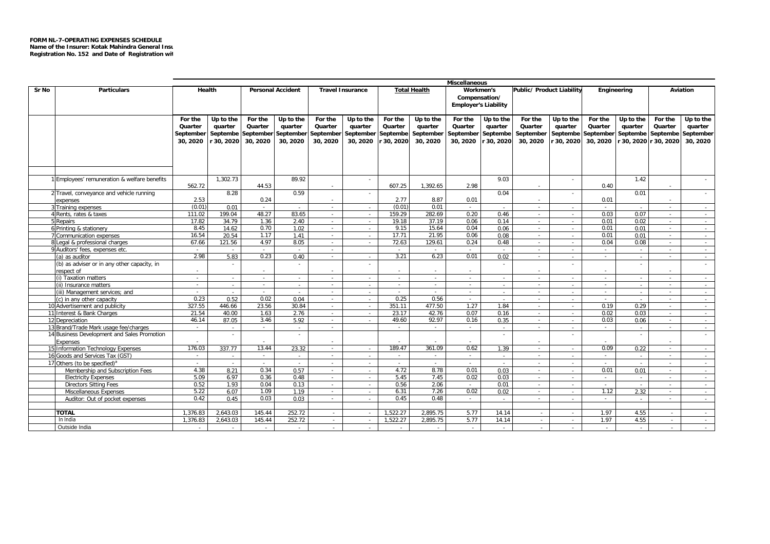**FORM NL-7-OPERATING EXPENSES SCHEDULE**
**Name of the Insurer: Kotak Mahindra General Insu**
**Registration No. 152 and Date of Registration wi**

| Sr No | Particulars | Miscellaneous | | | | | | | | | | | | | | | |
|---|---|---|---|---|---|---|---|---|---|---|---|---|---|---|---|---|---|
| | | Health | | Personal Accident | | Travel Insurance | | Total Health | | Workmen's Compensation/ Employer's Liability | | Public/ Product Liability | | Engineering | | Aviation | |
| | | For the Quarter September 30, 2020 | Up to the quarter September 30, 2020 | For the Quarter September 30, 2020 | Up to the quarter September 30, 2020 | For the Quarter September 30, 2020 | Up to the quarter September 30, 2020 | For the Quarter September 30, 2020 | Up to the quarter September 30, 2020 | For the Quarter September 30, 2020 | Up to the quarter September 30, 2020 | For the Quarter September 30, 2020 | Up to the quarter September 30, 2020 | For the Quarter September 30, 2020 | Up to the quarter September 30, 2020 | For the Quarter September 30, 2020 | Up to the quarter September 30, 2020 |
| 1 | Employees' remuneration & welfare benefits | 562.72 | 1,302.73 | 44.53 | 89.92 | - | - | 607.25 | 1,392.65 | 2.98 | 9.03 | - | - | 0.40 | 1.42 | - | - |
| 2 | Travel, conveyance and vehicle running expenses | 2.53 | 8.28 | 0.24 | 0.59 | - | - | 2.77 | 8.87 | 0.01 | 0.04 | - | - | 0.01 | 0.01 | - | - |
| 3 | Training expenses | (0.01) | 0.01 | - | - | - | - | (0.01) | 0.01 | - | - | - | - | - | - | - | - |
| 4 | Rents, rates & taxes | 111.02 | 199.04 | 48.27 | 83.65 | - | - | 159.29 | 282.69 | 0.20 | 0.46 | - | - | 0.03 | 0.07 | - | - |
| 5 | Repairs | 17.82 | 34.79 | 1.36 | 2.40 | - | - | 19.18 | 37.19 | 0.06 | 0.14 | - | - | 0.01 | 0.02 | - | - |
| 6 | Printing & stationery | 8.45 | 14.62 | 0.70 | 1.02 | - | - | 9.15 | 15.64 | 0.04 | 0.06 | - | - | 0.01 | 0.01 | - | - |
| 7 | Communication expenses | 16.54 | 20.54 | 1.17 | 1.41 | - | - | 17.71 | 21.95 | 0.06 | 0.08 | - | - | 0.01 | 0.01 | - | - |
| 8 | Legal & professional charges | 67.66 | 121.56 | 4.97 | 8.05 | - | - | 72.63 | 129.61 | 0.24 | 0.48 | - | - | 0.04 | 0.08 | - | - |
| 9 | Auditors' fees, expenses etc. | - | - | - | - | - | | - | - | - | - | - | - | - | - | - | - |
| | (a) as auditor | 2.98 | 5.83 | 0.23 | 0.40 | - | - | 3.21 | 6.23 | 0.01 | 0.02 | - | - | - | - | - | - |
| | (b) as adviser or in any other capacity, in respect of | - | - | - | - | - | - | - | - | - | - | - | - | - | - | - | - |
| | (i) Taxation matters | - | - | - | - | - | - | - | - | - | - | - | - | - | - | - | - |
| | (ii) Insurance matters | - | - | - | - | - | - | - | - | - | - | - | - | - | - | - | - |
| | (iii) Management services; and | - | - | - | - | - | - | - | - | - | - | - | - | - | - | - | - |
| | (c) in any other capacity | 0.23 | 0.52 | 0.02 | 0.04 | - | - | 0.25 | 0.56 | - | - | - | - | - | - | - | - |
| 10 | Advertisement and publicity | 327.55 | 446.66 | 23.56 | 30.84 | - | - | 351.11 | 477.50 | 1.27 | 1.84 | - | - | 0.19 | 0.29 | - | - |
| 11 | Interest & Bank Charges | 21.54 | 40.00 | 1.63 | 2.76 | - | - | 23.17 | 42.76 | 0.07 | 0.16 | - | - | 0.02 | 0.03 | - | - |
| 12 | Depreciation | 46.14 | 87.05 | 3.46 | 5.92 | - | - | 49.60 | 92.97 | 0.16 | 0.35 | - | - | 0.03 | 0.06 | - | - |
| 13 | Brand/Trade Mark usage fee/charges | - | - | - | - | - | | - | - | - | - | - | - | - | - | - | - |
| 14 | Business Development and Sales Promotion Expenses | - | - | - | - | - | | - | - | - | - | - | - | - | - | - | - |
| 15 | Information Technology Expenses | 176.03 | 337.77 | 13.44 | 23.32 | - | - | 189.47 | 361.09 | 0.62 | 1.39 | - | - | 0.09 | 0.22 | - | - |
| 16 | Goods and Services Tax (GST) | - | - | - | - | - | - | - | - | - | - | - | - | - | - | - | - |
| 17 | Others (to be specified)[a] | - | - | - | - | - | - | - | - | - | - | - | - | - | - | - | - |
| | Membership and Subscription Fees | 4.38 | 8.21 | 0.34 | 0.57 | - | - | 4.72 | 8.78 | 0.01 | 0.03 | - | - | 0.01 | 0.01 | - | - |
| | Electricity Expenses | 5.09 | 6.97 | 0.36 | 0.48 | - | - | 5.45 | 7.45 | 0.02 | 0.03 | - | - | - | - | - | - |
| | Directors Sitting Fees | 0.52 | 1.93 | 0.04 | 0.13 | - | - | 0.56 | 2.06 | - | 0.01 | - | - | - | - | - | - |
| | Miscellaneous Expenses | 5.22 | 6.07 | 1.09 | 1.19 | - | - | 6.31 | 7.26 | 0.02 | 0.02 | - | - | 1.12 | 2.32 | - | - |
| | Auditor: Out of pocket expenses | 0.42 | 0.45 | 0.03 | 0.03 | - | - | 0.45 | 0.48 | - | - | - | - | - | - | - | - |
| | | | | | | | | | | | | | | | | | |
| | **TOTAL** | 1,376.83 | 2,643.03 | 145.44 | 252.72 | - | - | 1,522.27 | 2,895.75 | 5.77 | 14.14 | - | - | 1.97 | 4.55 | - | - |
| | In India | 1,376.83 | 2,643.03 | 145.44 | 252.72 | - | - | 1,522.27 | 2,895.75 | 5.77 | 14.14 | - | - | 1.97 | 4.55 | - | - |
| | Outside India | - | - | - | - | - | - | - | - | - | - | - | - | - | - | - | - |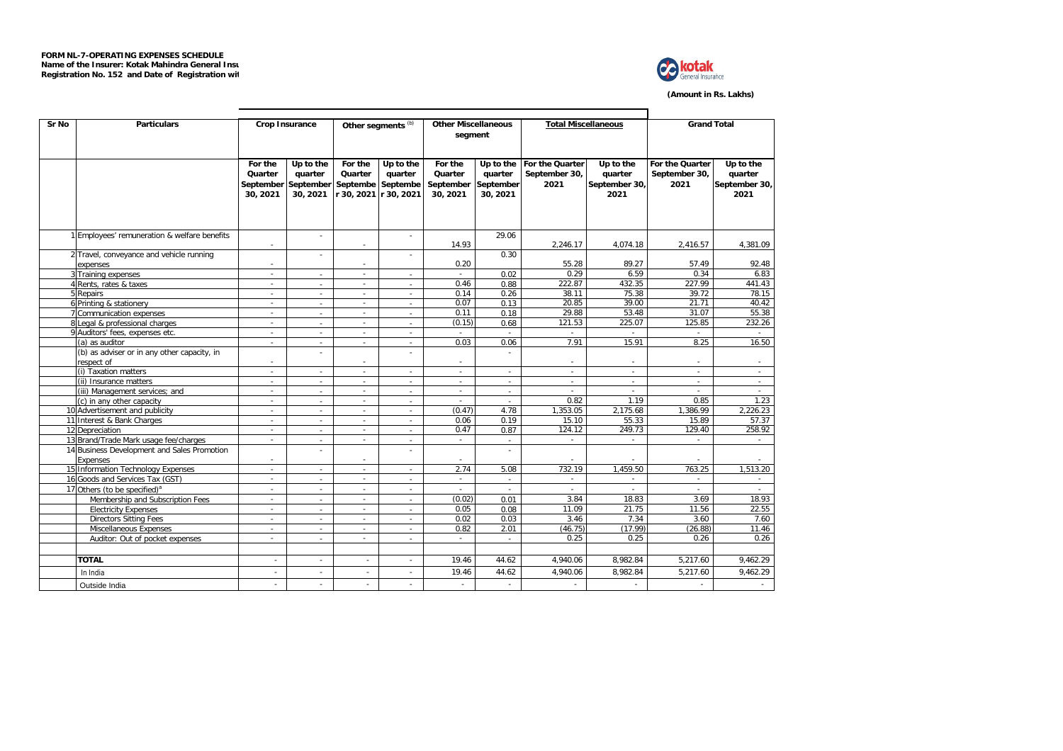**FORM NL-7-OPERATING EXPENSES SCHEDULE**
**Name of the Insurer: Kotak Mahindra General Insu**
**Registration No. 152 and Date of Registration wi**

**(Amount in Rs. Lakhs)**

| Sr No | Particulars | Crop Insurance | | Other segments [(b)] | | Other Miscellaneous segment | | Total Miscellaneous | | Grand Total | |
|---|---|---|---|---|---|---|---|---|---|---|---|
| | | For the Quarter September 30, 2021 | Up to the quarter September 30, 2021 | For the Quarter September 30, 2021 | Up to the quarter September 30, 2021 | For the Quarter September 30, 2021 | Up to the quarter September 30, 2021 | For the Quarter September 30, 2021 | Up to the quarter September 30, 2021 | For the Quarter September 30, 2021 | Up to the quarter September 30, 2021 |
| 1 | Employees' remuneration & welfare benefits | - | - | - | - | 14.93 | 29.06 | 2,246.17 | 4,074.18 | 2,416.57 | 4,381.09 |
| 2 | Travel, conveyance and vehicle running expenses | - | - | - | - | 0.20 | 0.30 | 55.28 | 89.27 | 57.49 | 92.48 |
| 3 | Training expenses | - | - | - | - | - | 0.02 | 0.29 | 6.59 | 0.34 | 6.83 |
| 4 | Rents, rates & taxes | - | - | - | - | 0.46 | 0.88 | 222.87 | 432.35 | 227.99 | 441.43 |
| 5 | Repairs | - | - | - | - | 0.14 | 0.26 | 38.11 | 75.38 | 39.72 | 78.15 |
| 6 | Printing & stationery | - | - | - | - | 0.07 | 0.13 | 20.85 | 39.00 | 21.71 | 40.42 |
| 7 | Communication expenses | - | - | - | - | 0.11 | 0.18 | 29.88 | 53.48 | 31.07 | 55.38 |
| 8 | Legal & professional charges | - | - | - | - | (0.15) | 0.68 | 121.53 | 225.07 | 125.85 | 232.26 |
| 9 | Auditors' fees, expenses etc. | - | - | - | - | - | - | - | - | - | - |
| | (a) as auditor | - | - | - | - | 0.03 | 0.06 | 7.91 | 15.91 | 8.25 | 16.50 |
| | (b) as adviser or in any other capacity, in respect of | - | - | - | - | - | - | - | - | - | - |
| | (i) Taxation matters | - | - | - | - | - | - | - | - | - | - |
| | (ii) Insurance matters | - | - | - | - | - | - | - | - | - | - |
| | (iii) Management services; and | - | - | - | - | - | - | - | - | - | - |
| | (c) in any other capacity | - | - | - | - | - | - | 0.82 | 1.19 | 0.85 | 1.23 |
| 10 | Advertisement and publicity | - | - | - | - | (0.47) | 4.78 | 1,353.05 | 2,175.68 | 1,386.99 | 2,226.23 |
| 11 | Interest & Bank Charges | - | - | - | - | 0.06 | 0.19 | 15.10 | 55.33 | 15.89 | 57.37 |
| 12 | Depreciation | - | - | - | - | 0.47 | 0.87 | 124.12 | 249.73 | 129.40 | 258.92 |
| 13 | Brand/Trade Mark usage fee/charges | - | - | - | - | - | - | - | - | - | - |
| 14 | Business Development and Sales Promotion Expenses | - | - | - | - | - | - | - | - | - | - |
| 15 | Information Technology Expenses | - | - | - | - | 2.74 | 5.08 | 732.19 | 1,459.50 | 763.25 | 1,513.20 |
| 16 | Goods and Services Tax (GST) | - | - | - | - | - | - | - | - | - | - |
| 17 | Others (to be specified)[a] | - | - | - | - | - | - | - | - | - | - |
| | Membership and Subscription Fees | - | - | - | - | (0.02) | 0.01 | 3.84 | 18.83 | 3.69 | 18.93 |
| | Electricity Expenses | - | - | - | - | 0.05 | 0.08 | 11.09 | 21.75 | 11.56 | 22.55 |
| | Directors Sitting Fees | - | - | - | - | 0.02 | 0.03 | 3.46 | 7.34 | 3.60 | 7.60 |
| | Miscellaneous Expenses | - | - | - | - | 0.82 | 2.01 | (46.75) | (17.99) | (26.88) | 11.46 |
| | Auditor: Out of pocket expenses | - | - | - | - | - | - | 0.25 | 0.25 | 0.26 | 0.26 |
| | **TOTAL** | - | - | - | - | 19.46 | 44.62 | 4,940.06 | 8,982.84 | 5,217.60 | 9,462.29 |
| | In India | - | - | - | - | 19.46 | 44.62 | 4,940.06 | 8,982.84 | 5,217.60 | 9,462.29 |
| | Outside India | - | - | - | - | - | - | - | - | - | - |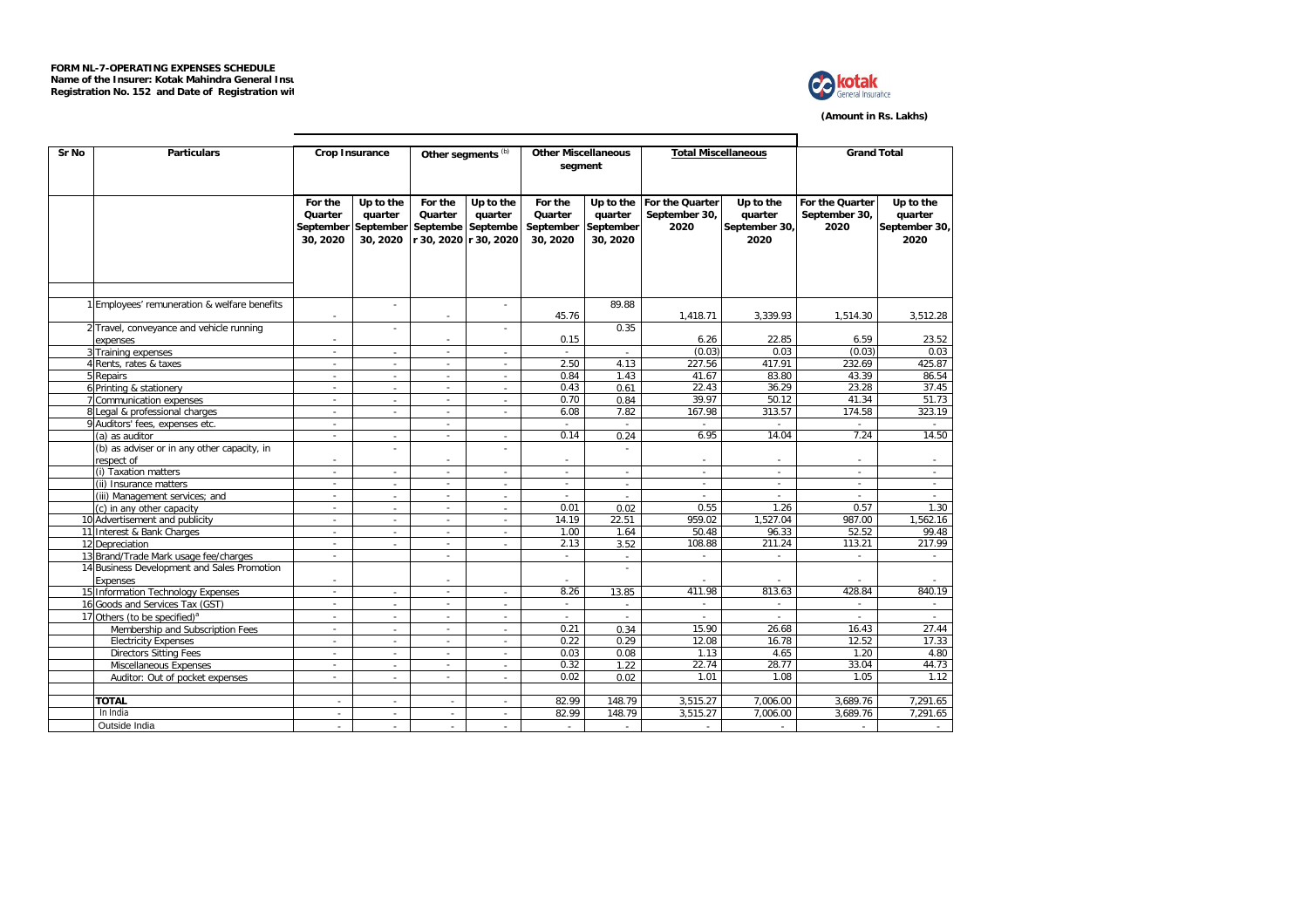**FORM NL-7-OPERATING EXPENSES SCHEDULE**
**Name of the Insurer: Kotak Mahindra General Insu**
**Registration No. 152 and Date of Registration wi**

**(Amount in Rs. Lakhs)**

| Sr No | Particulars | Crop Insurance | | Other segments (b) | | Other Miscellaneous segment | | Total Miscellaneous | | Grand Total | |
|---|---|---|---|---|---|---|---|---|---|---|---|
| | | For the Quarter September 30, 2020 | Up to the quarter September 30, 2020 | For the Quarter September 30, 2020 | Up to the quarter September 30, 2020 | For the Quarter September 30, 2020 | Up to the quarter September 30, 2020 | For the Quarter September 30, 2020 | Up to the quarter September 30, 2020 | For the Quarter September 30, 2020 | Up to the quarter September 30, 2020 |
| 1 | Employees' remuneration & welfare benefits | - | - | - | - | 45.76 | 89.88 | 1,418.71 | 3,339.93 | 1,514.30 | 3,512.28 |
| 2 | Travel, conveyance and vehicle running expenses | - | - | - | - | 0.15 | 0.35 | 6.26 | 22.85 | 6.59 | 23.52 |
| 3 | Training expenses | - | - | - | - | - | - | (0.03) | 0.03 | (0.03) | 0.03 |
| 4 | Rents, rates & taxes | - | - | - | - | 2.50 | 4.13 | 227.56 | 417.91 | 232.69 | 425.87 |
| 5 | Repairs | - | - | - | - | 0.84 | 1.43 | 41.67 | 83.80 | 43.39 | 86.54 |
| 6 | Printing & stationery | - | - | - | - | 0.43 | 0.61 | 22.43 | 36.29 | 23.28 | 37.45 |
| 7 | Communication expenses | - | - | - | - | 0.70 | 0.84 | 39.97 | 50.12 | 41.34 | 51.73 |
| 8 | Legal & professional charges | - | - | - | - | 6.08 | 7.82 | 167.98 | 313.57 | 174.58 | 323.19 |
| 9 | Auditors' fees, expenses etc. | - | | - | | - | - | - | - | - | - |
| | (a) as auditor | - | - | - | - | 0.14 | 0.24 | 6.95 | 14.04 | 7.24 | 14.50 |
| | (b) as adviser or in any other capacity, in respect of | - | - | - | - | - | - | - | - | - | - |
| | (i) Taxation matters | - | - | - | - | - | - | - | - | - | - |
| | (ii) Insurance matters | - | - | - | - | - | - | - | - | - | - |
| | (iii) Management services; and | - | - | - | - | - | - | - | - | - | - |
| | (c) in any other capacity | - | - | - | - | 0.01 | 0.02 | 0.55 | 1.26 | 0.57 | 1.30 |
| 10 | Advertisement and publicity | - | - | - | - | 14.19 | 22.51 | 959.02 | 1,527.04 | 987.00 | 1,562.16 |
| 11 | Interest & Bank Charges | - | - | - | - | 1.00 | 1.64 | 50.48 | 96.33 | 52.52 | 99.48 |
| 12 | Depreciation | - | - | - | - | 2.13 | 3.52 | 108.88 | 211.24 | 113.21 | 217.99 |
| 13 | Brand/Trade Mark usage fee/charges | - | | - | | - | - | - | - | - | - |
| 14 | Business Development and Sales Promotion Expenses | - | | - | | - | - | - | - | - | - |
| 15 | Information Technology Expenses | - | - | - | - | 8.26 | 13.85 | 411.98 | 813.63 | 428.84 | 840.19 |
| 16 | Goods and Services Tax (GST) | - | - | - | - | - | - | - | - | - | - |
| 17 | Others (to be specified)[a] | - | - | - | - | - | - | - | - | - | - |
| | Membership and Subscription Fees | - | - | - | - | 0.21 | 0.34 | 15.90 | 26.68 | 16.43 | 27.44 |
| | Electricity Expenses | - | - | - | - | 0.22 | 0.29 | 12.08 | 16.78 | 12.52 | 17.33 |
| | Directors Sitting Fees | - | - | - | - | 0.03 | 0.08 | 1.13 | 4.65 | 1.20 | 4.80 |
| | Miscellaneous Expenses | - | - | - | - | 0.32 | 1.22 | 22.74 | 28.77 | 33.04 | 44.73 |
| | Auditor: Out of pocket expenses | - | - | - | - | 0.02 | 0.02 | 1.01 | 1.08 | 1.05 | 1.12 |
| | | | | | | | | | | | |
| | **TOTAL** | - | - | - | - | 82.99 | 148.79 | 3,515.27 | 7,006.00 | 3,689.76 | 7,291.65 |
| | In India | - | - | - | - | 82.99 | 148.79 | 3,515.27 | 7,006.00 | 3,689.76 | 7,291.65 |
| | Outside India | - | - | - | - | - | - | - | - | - | - |